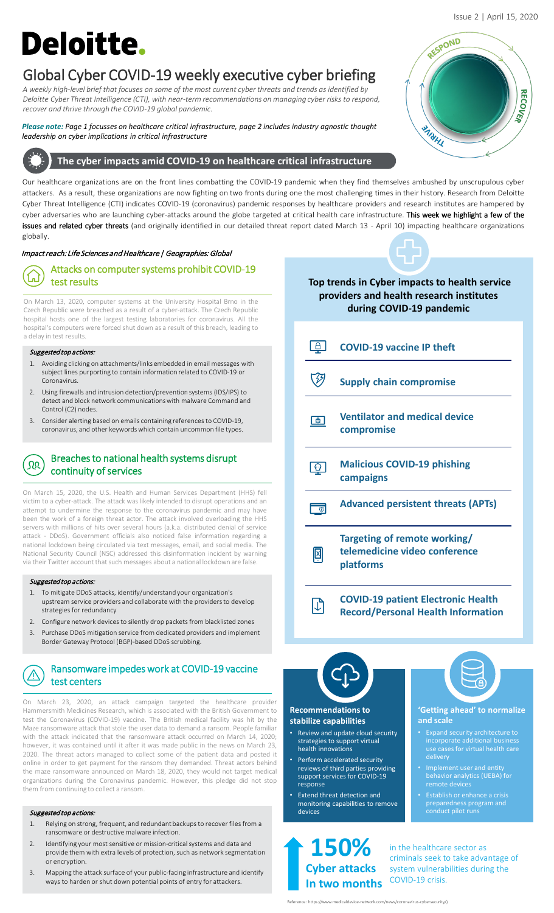Issue 2 | April 15, 2020

# Deloitte.

# Global Cyber COVID-19 weekly executive cyber briefing

*A weekly high-level brief that focuses on some of the most current cyber threats and trends as identified by Deloitte Cyber Threat Intelligence (CTI), with near-term recommendations on managing cyber risks to respond, recover and thrive through the COVID-19 global pandemic.*

***Please note:*** *Page 1 focusses on healthcare critical infrastructure, page 2 includes industry agnostic thought leadership on cyber implications in critical infrastructure*

RESPOND · RECOVER · THRIVE

## The cyber impacts amid COVID-19 on healthcare critical infrastructure

Our healthcare organizations are on the front lines combatting the COVID-19 pandemic when they find themselves ambushed by unscrupulous cyber attackers. As a result, these organizations are now fighting on two fronts during one the most challenging times in their history. Research from Deloitte Cyber Threat Intelligence (CTI) indicates COVID-19 (coronavirus) pandemic responses by healthcare providers and research institutes are hampered by cyber adversaries who are launching cyber-attacks around the globe targeted at critical health care infrastructure. This week we highlight a few of the issues and related cyber threats (and originally identified in our detailed threat report dated March 13 - April 10) impacting healthcare organizations globally.

*Impact reach: Life Sciences and Healthcare | Geographies: Global*

### Attacks on computer systems prohibit COVID-19 test results

On March 13, 2020, computer systems at the University Hospital Brno in the Czech Republic were breached as a result of a cyber-attack. The Czech Republic hospital hosts one of the largest testing laboratories for coronavirus. All the hospital's computers were forced shut down as a result of this breach, leading to a delay in test results.

*Suggested top actions:*

1. Avoiding clicking on attachments/links embedded in email messages with subject lines purporting to contain information related to COVID-19 or Coronavirus.
2. Using firewalls and intrusion detection/prevention systems (IDS/IPS) to detect and block network communications with malware Command and Control (C2) nodes.
3. Consider alerting based on emails containing references to COVID-19, coronavirus, and other keywords which contain uncommon file types.

### Breaches to national health systems disrupt continuity of services

On March 15, 2020, the U.S. Health and Human Services Department (HHS) fell victim to a cyber-attack. The attack was likely intended to disrupt operations and an attempt to undermine the response to the coronavirus pandemic and may have been the work of a foreign threat actor. The attack involved overloading the HHS servers with millions of hits over several hours (a.k.a. distributed denial of service attack - DDoS). Government officials also noticed false information regarding a national lockdown being circulated via text messages, email, and social media. The National Security Council (NSC) addressed this disinformation incident by warning via their Twitter account that such messages about a national lockdown are false.

*Suggested top actions:*

1. To mitigate DDoS attacks, identify/understand your organization's upstream service providers and collaborate with the providers to develop strategies for redundancy
2. Configure network devices to silently drop packets from blacklisted zones
3. Purchase DDoS mitigation service from dedicated providers and implement Border Gateway Protocol (BGP)-based DDoS scrubbing.

### Ransomware impedes work at COVID-19 vaccine test centers

On March 23, 2020, an attack campaign targeted the healthcare provider Hammersmith Medicines Research, which is associated with the British Government to test the Coronavirus (COVID-19) vaccine. The British medical facility was hit by the Maze ransomware attack that stole the user data to demand a ransom. People familiar with the attack indicated that the ransomware attack occurred on March 14, 2020; however, it was contained until it after it was made public in the news on March 23, 2020. The threat actors managed to collect some of the patient data and posted it online in order to get payment for the ransom they demanded. Threat actors behind the maze ransomware announced on March 18, 2020, they would not target medical organizations during the Coronavirus pandemic. However, this pledge did not stop them from continuing to collect a ransom.

*Suggested top actions:*

1. Relying on strong, frequent, and redundant backups to recover files from a ransomware or destructive malware infection.
2. Identifying your most sensitive or mission-critical systems and data and provide them with extra levels of protection, such as network segmentation or encryption.
3. Mapping the attack surface of your public-facing infrastructure and identify ways to harden or shut down potential points of entry for attackers.

### Top trends in Cyber impacts to health service providers and health research institutes during COVID-19 pandemic

- **COVID-19 vaccine IP theft**
- **Supply chain compromise**
- **Ventilator and medical device compromise**
- **Malicious COVID-19 phishing campaigns**
- **Advanced persistent threats (APTs)**
- **Targeting of remote working/ telemedicine video conference platforms**
- **COVID-19 patient Electronic Health Record/Personal Health Information**

#### Recommendations to stabilize capabilities

- Review and update cloud security strategies to support virtual health innovations
- Perform accelerated security reviews of third parties providing support services for COVID-19 response
- Extend threat detection and monitoring capabilities to remote devices

#### 'Getting ahead' to normalize and scale

- Expand security architecture to incorporate additional business use cases for virtual health care delivery
- Implement user and entity behavior analytics (UEBA) for remote devices
- Establish or enhance a crisis preparedness program and conduct pilot runs

**150% Cyber attacks In two months** in the healthcare sector as criminals seek to take advantage of system vulnerabilities during the COVID-19 crisis.

Reference: https://www.medicaldevice-network.com/news/coronavirus-cybersecurity/)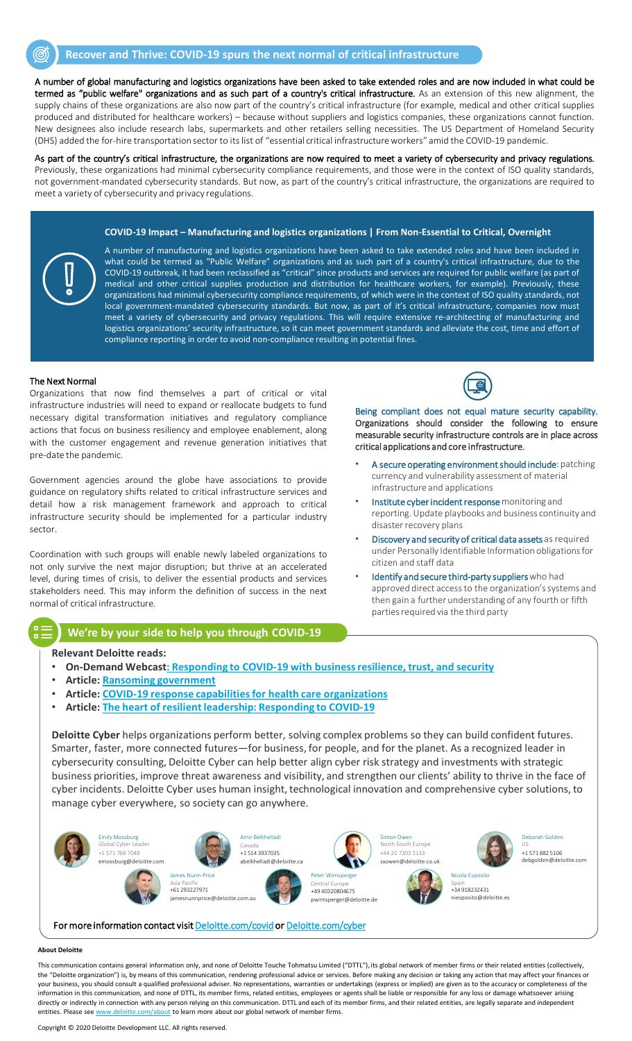## Recover and Thrive: COVID-19 spurs the next normal of critical infrastructure

**A number of global manufacturing and logistics organizations have been asked to take extended roles and are now included in what could be termed as "public welfare" organizations and as such part of a country's critical infrastructure.** As an extension of this new alignment, the supply chains of these organizations are also now part of the country's critical infrastructure (for example, medical and other critical supplies produced and distributed for healthcare workers) – because without suppliers and logistics companies, these organizations cannot function. New designees also include research labs, supermarkets and other retailers selling necessities. The US Department of Homeland Security (DHS) added the for-hire transportation sector to its list of "essential critical infrastructure workers" amid the COVID-19 pandemic.

**As part of the country's critical infrastructure, the organizations are now required to meet a variety of cybersecurity and privacy regulations.** Previously, these organizations had minimal cybersecurity compliance requirements, and those were in the context of ISO quality standards, not government-mandated cybersecurity standards. But now, as part of the country's critical infrastructure, the organizations are required to meet a variety of cybersecurity and privacy regulations.

**COVID-19 Impact – Manufacturing and logistics organizations | From Non-Essential to Critical, Overnight**

A number of manufacturing and logistics organizations have been asked to take extended roles and have been included in what could be termed as "Public Welfare" organizations and as such part of a country's critical infrastructure, due to the COVID-19 outbreak, it had been reclassified as "critical" since products and services are required for public welfare (as part of medical and other critical supplies production and distribution for healthcare workers, for example). Previously, these organizations had minimal cybersecurity compliance requirements, of which were in the context of ISO quality standards, not local government-mandated cybersecurity standards. But now, as part of it's critical infrastructure, companies now must meet a variety of cybersecurity and privacy regulations. This will require extensive re-architecting of manufacturing and logistics organizations' security infrastructure, so it can meet government standards and alleviate the cost, time and effort of compliance reporting in order to avoid non-compliance resulting in potential fines.

### The Next Normal

Organizations that now find themselves a part of critical or vital infrastructure industries will need to expand or reallocate budgets to fund necessary digital transformation initiatives and regulatory compliance actions that focus on business resiliency and employee enablement, along with the customer engagement and revenue generation initiatives that pre-date the pandemic.

Government agencies around the globe have associations to provide guidance on regulatory shifts related to critical infrastructure services and detail how a risk management framework and approach to critical infrastructure security should be implemented for a particular industry sector.

Coordination with such groups will enable newly labeled organizations to not only survive the next major disruption; but thrive at an accelerated level, during times of crisis, to deliver the essential products and services stakeholders need. This may inform the definition of success in the next normal of critical infrastructure.

Being compliant does not equal mature security capability. Organizations should consider the following to ensure measurable security infrastructure controls are in place across critical applications and core infrastructure.

- A secure operating environment should include: patching currency and vulnerability assessment of material infrastructure and applications
- Institute cyber incident response monitoring and reporting. Update playbooks and business continuity and disaster recovery plans
- Discovery and security of critical data assets as required under Personally Identifiable Information obligations for citizen and staff data
- Identify and secure third-party suppliers who had approved direct access to the organization's systems and then gain a further understanding of any fourth or fifth parties required via the third party

## We're by your side to help you through COVID-19

**Relevant Deloitte reads:**

- **On-Demand Webcast: Responding to COVID-19 with business resilience, trust, and security**
- **Article: Ransoming government**
- **Article: COVID-19 response capabilities for health care organizations**
- **Article: The heart of resilient leadership: Responding to COVID-19**

**Deloitte Cyber** helps organizations perform better, solving complex problems so they can build confident futures. Smarter, faster, more connected futures—for business, for people, and for the planet. As a recognized leader in cybersecurity consulting, Deloitte Cyber can help better align cyber risk strategy and investments with strategic business priorities, improve threat awareness and visibility, and strengthen our clients' ability to thrive in the face of cyber incidents. Deloitte Cyber uses human insight, technological innovation and comprehensive cyber solutions, to manage cyber everywhere, so society can go anywhere.

Emily Mossburg
Global Cyber Leader
+1 571 766 7048
emossburg@deloitte.com

Amir Belkhelladi
Canada
+1 514 3937035
abelkhelladi@deloitte.ca

Simon Owen
North South Europe
+44 20 7303 5133
sxowen@deloitte.co.uk

Deborah Golden
US
+1 571 882 5106
debgolden@deloitte.com

James Nunn-Price
Asia Pacific
+61 293227971
jamesnunnprice@deloitte.com.au

Peter Wirnsperger
Central Europe
+49 40320804675
pwirnsperger@deloitte.de

Nicola Esposito
Spain
+34 918232431
niesposito@deloitte.es

For more information contact visit Deloitte.com/covid or Deloitte.com/cyber

**About Deloitte**

This communication contains general information only, and none of Deloitte Touche Tohmatsu Limited ("DTTL"), its global network of member firms or their related entities (collectively, the "Deloitte organization") is, by means of this communication, rendering professional advice or services. Before making any decision or taking any action that may affect your finances or your business, you should consult a qualified professional adviser. No representations, warranties or undertakings (express or implied) are given as to the accuracy or completeness of the information in this communication, and none of DTTL, its member firms, related entities, employees or agents shall be liable or responsible for any loss or damage whatsoever arising directly or indirectly in connection with any person relying on this communication. DTTL and each of its member firms, and their related entities, are legally separate and independent entities. Please see www.deloitte.com/about to learn more about our global network of member firms.

Copyright © 2020 Deloitte Development LLC. All rights reserved.